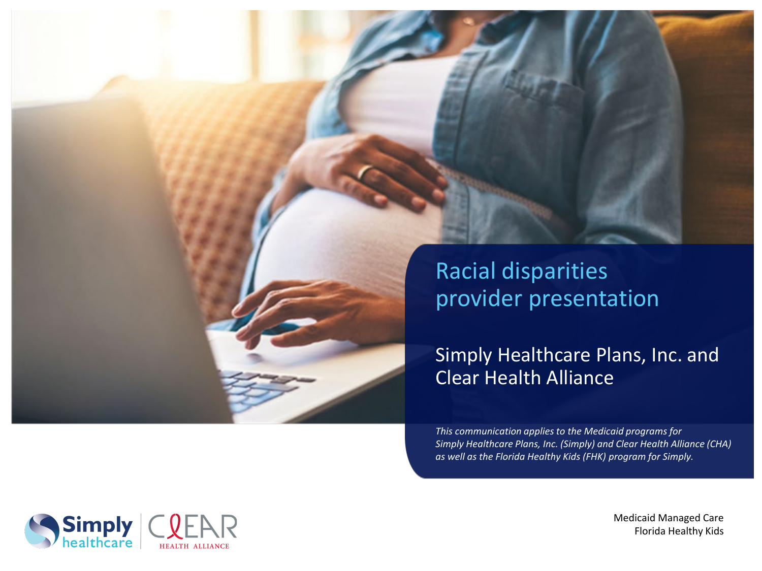# Racial disparities provider presentation

## Simply Healthcare Plans, Inc. and Clear Health Alliance

*This communication applies to the Medicaid programs for Simply Healthcare Plans, Inc. (Simply) and Clear Health Alliance (CHA) as well as the Florida Healthy Kids (FHK) program for Simply.*

Medicaid Managed Care
Florida Healthy Kids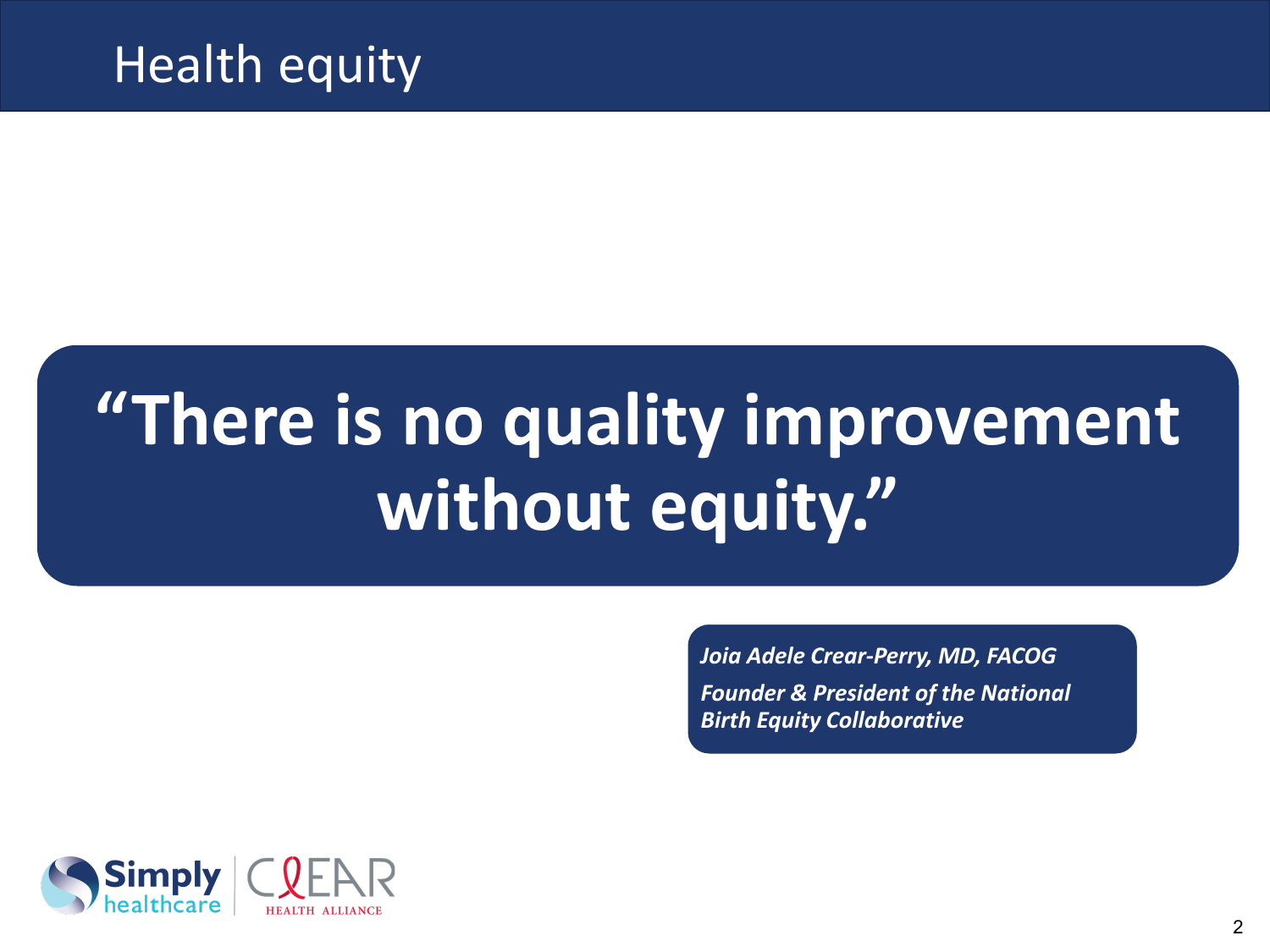# Health equity

## "There is no quality improvement without equity."

***Joia Adele Crear-Perry, MD, FACOG***

***Founder & President of the National Birth Equity Collaborative***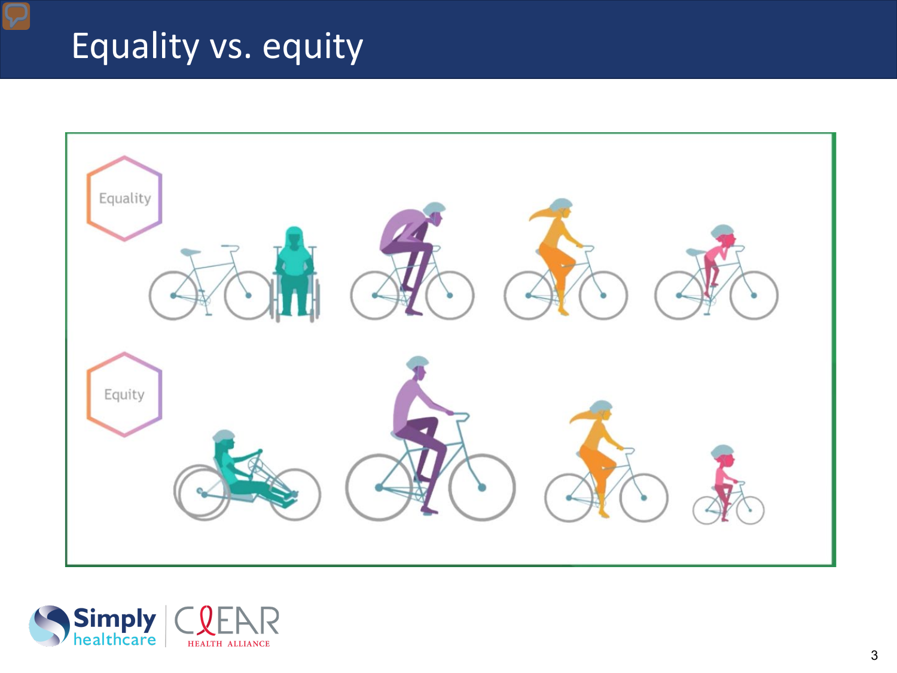# Equality vs. equity

Equality

Equity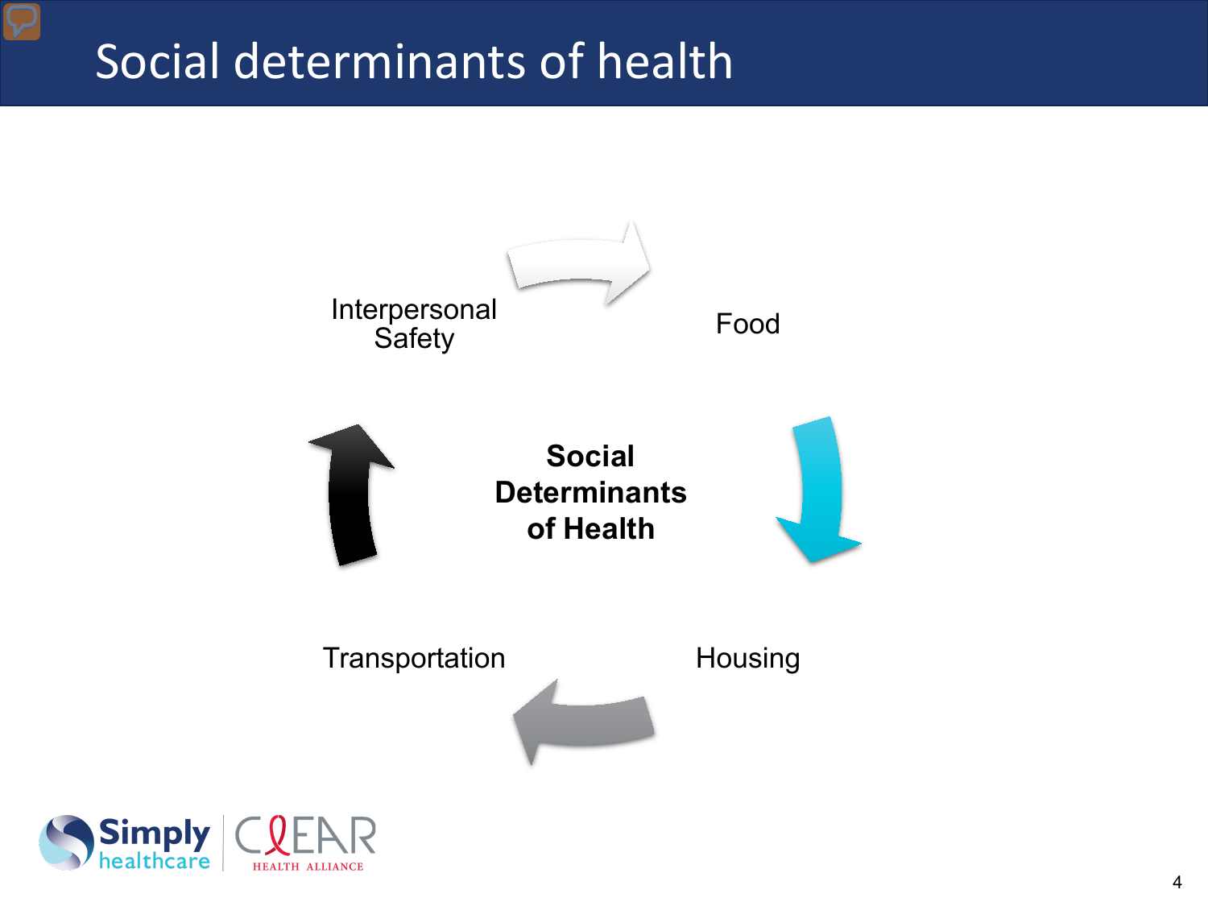# Social determinants of health

**Social Determinants of Health**

- Food
- Housing
- Transportation
- Interpersonal Safety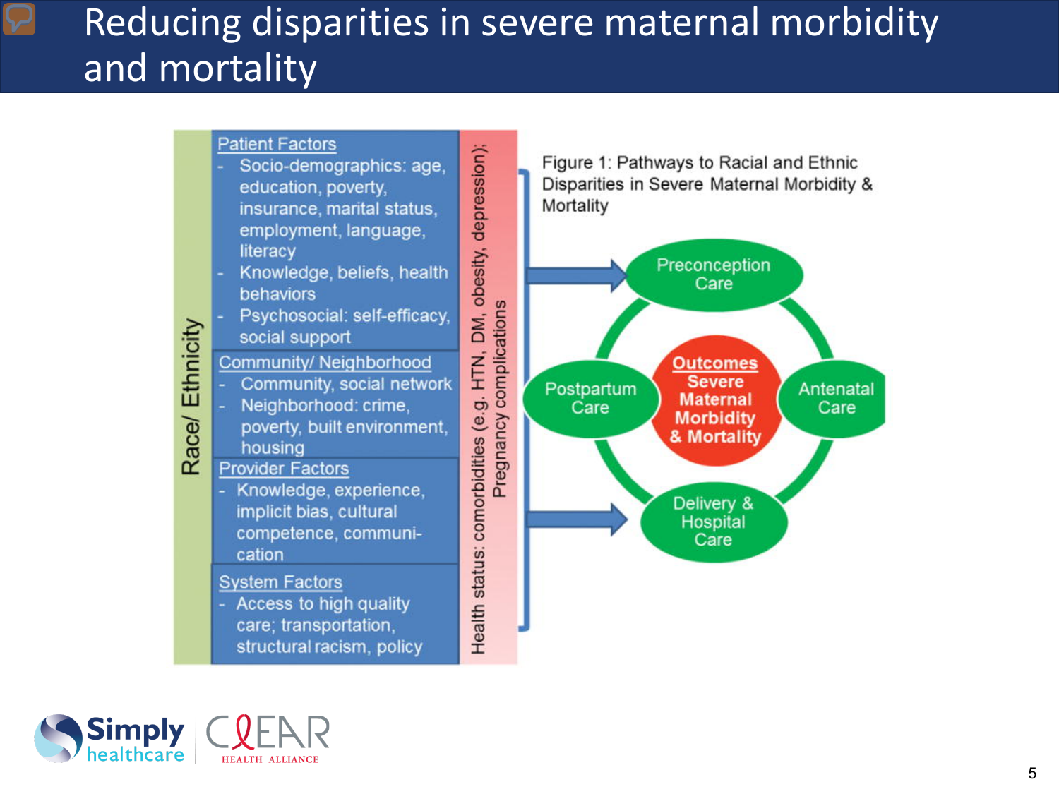# Reducing disparities in severe maternal morbidity and mortality

Race/ Ethnicity

**Patient Factors**

- Socio-demographics: age, education, poverty, insurance, marital status, employment, language, literacy
- Knowledge, beliefs, health behaviors
- Psychosocial: self-efficacy, social support

**Community/ Neighborhood**

- Community, social network
- Neighborhood: crime, poverty, built environment, housing

**Provider Factors**

- Knowledge, experience, implicit bias, cultural competence, communi-cation

**System Factors**

- Access to high quality care; transportation, structural racism, policy

Health status: comorbidities (e.g. HTN, DM, obesity, depression); Pregnancy complications

Figure 1: Pathways to Racial and Ethnic Disparities in Severe Maternal Morbidity & Mortality

Preconception Care

Antenatal Care

Delivery & Hospital Care

Postpartum Care

**Outcomes**
**Severe Maternal Morbidity & Mortality**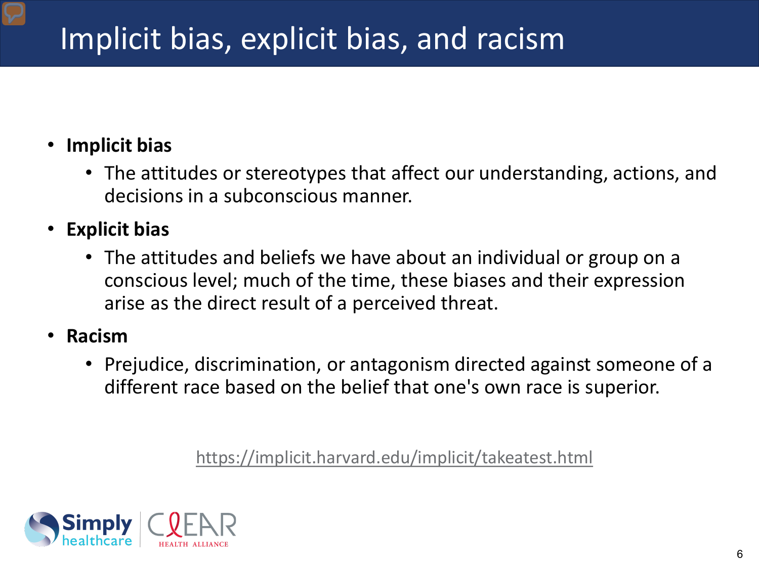# Implicit bias, explicit bias, and racism

- **Implicit bias**
  - The attitudes or stereotypes that affect our understanding, actions, and decisions in a subconscious manner.
- **Explicit bias**
  - The attitudes and beliefs we have about an individual or group on a conscious level; much of the time, these biases and their expression arise as the direct result of a perceived threat.
- **Racism**
  - Prejudice, discrimination, or antagonism directed against someone of a different race based on the belief that one's own race is superior.

https://implicit.harvard.edu/implicit/takeatest.html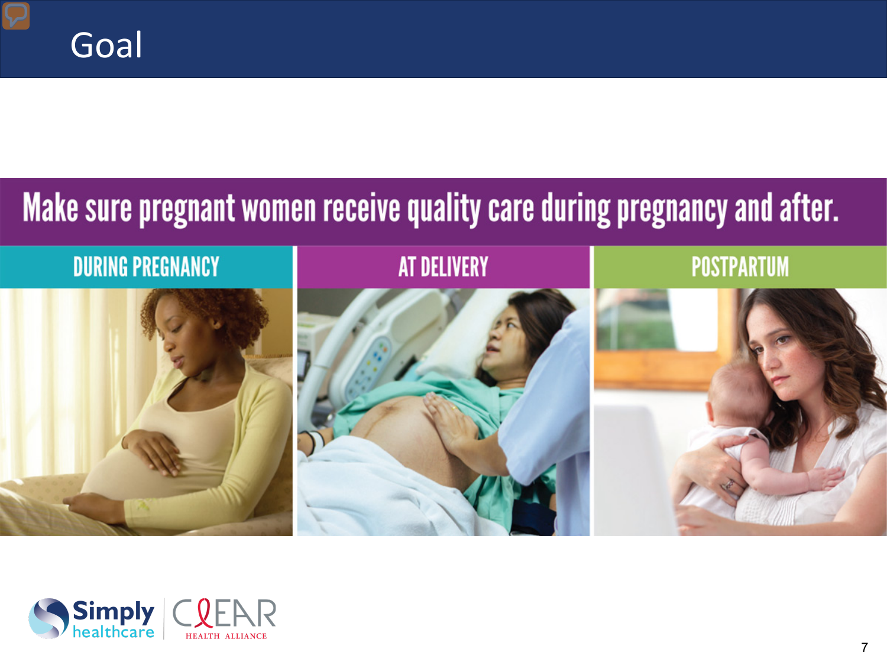# Goal

**Make sure pregnant women receive quality care during pregnancy and after.**

| DURING PREGNANCY | AT DELIVERY | POSTPARTUM |
| --- | --- | --- |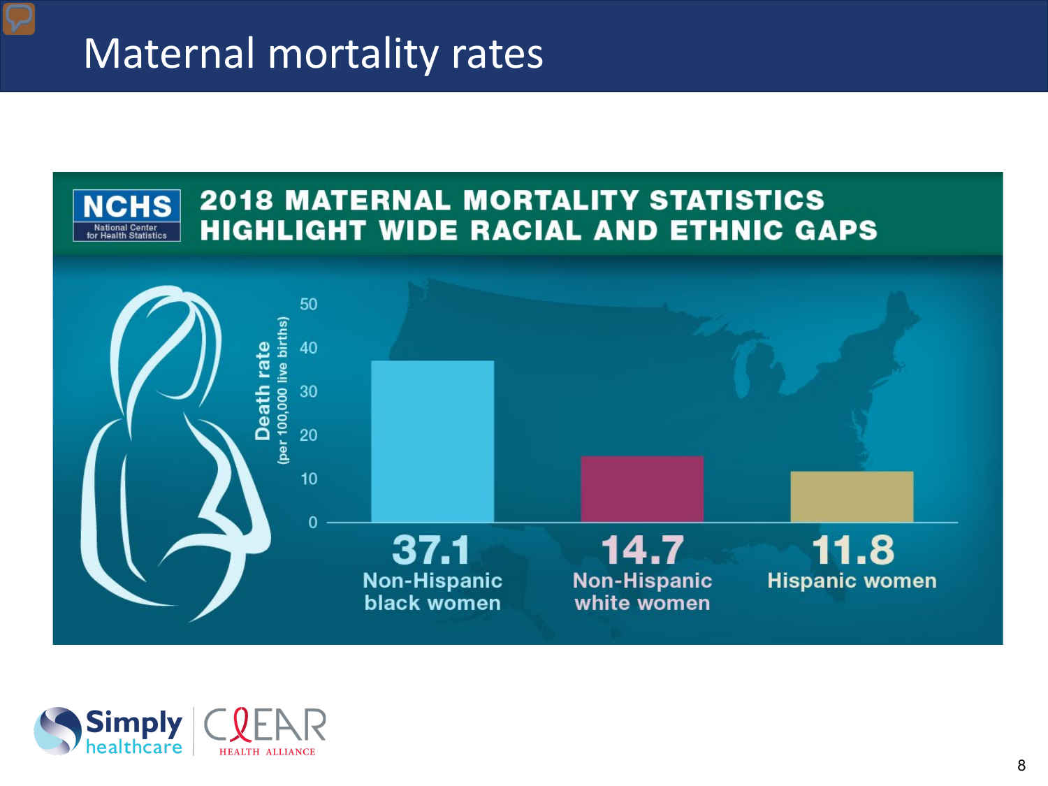# Maternal mortality rates

**NCHS** National Center for Health Statistics

## 2018 MATERNAL MORTALITY STATISTICS HIGHLIGHT WIDE RACIAL AND ETHNIC GAPS

Death rate (per 100,000 live births)

| Group | Death rate |
|---|---|
| Non-Hispanic black women | 37.1 |
| Non-Hispanic white women | 14.7 |
| Hispanic women | 11.8 |

Simply healthcare | CLEAR HEALTH ALLIANCE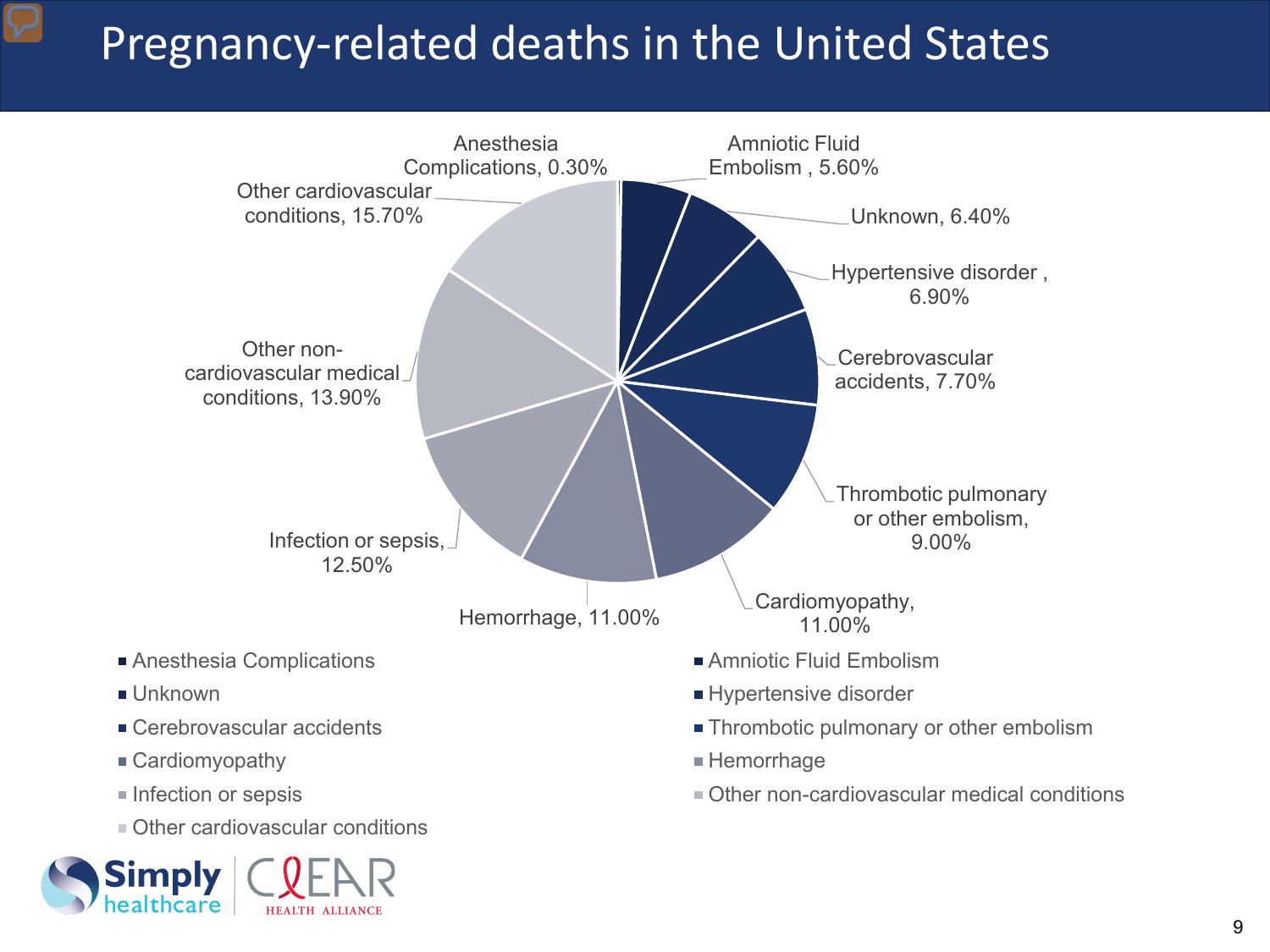# Pregnancy-related deaths in the United States

| Cause | Percentage |
| --- | --- |
| Anesthesia Complications | 0.30% |
| Amniotic Fluid Embolism | 5.60% |
| Unknown | 6.40% |
| Hypertensive disorder | 6.90% |
| Cerebrovascular accidents | 7.70% |
| Thrombotic pulmonary or other embolism | 9.00% |
| Cardiomyopathy | 11.00% |
| Hemorrhage | 11.00% |
| Infection or sepsis | 12.50% |
| Other non-cardiovascular medical conditions | 13.90% |
| Other cardiovascular conditions | 15.70% |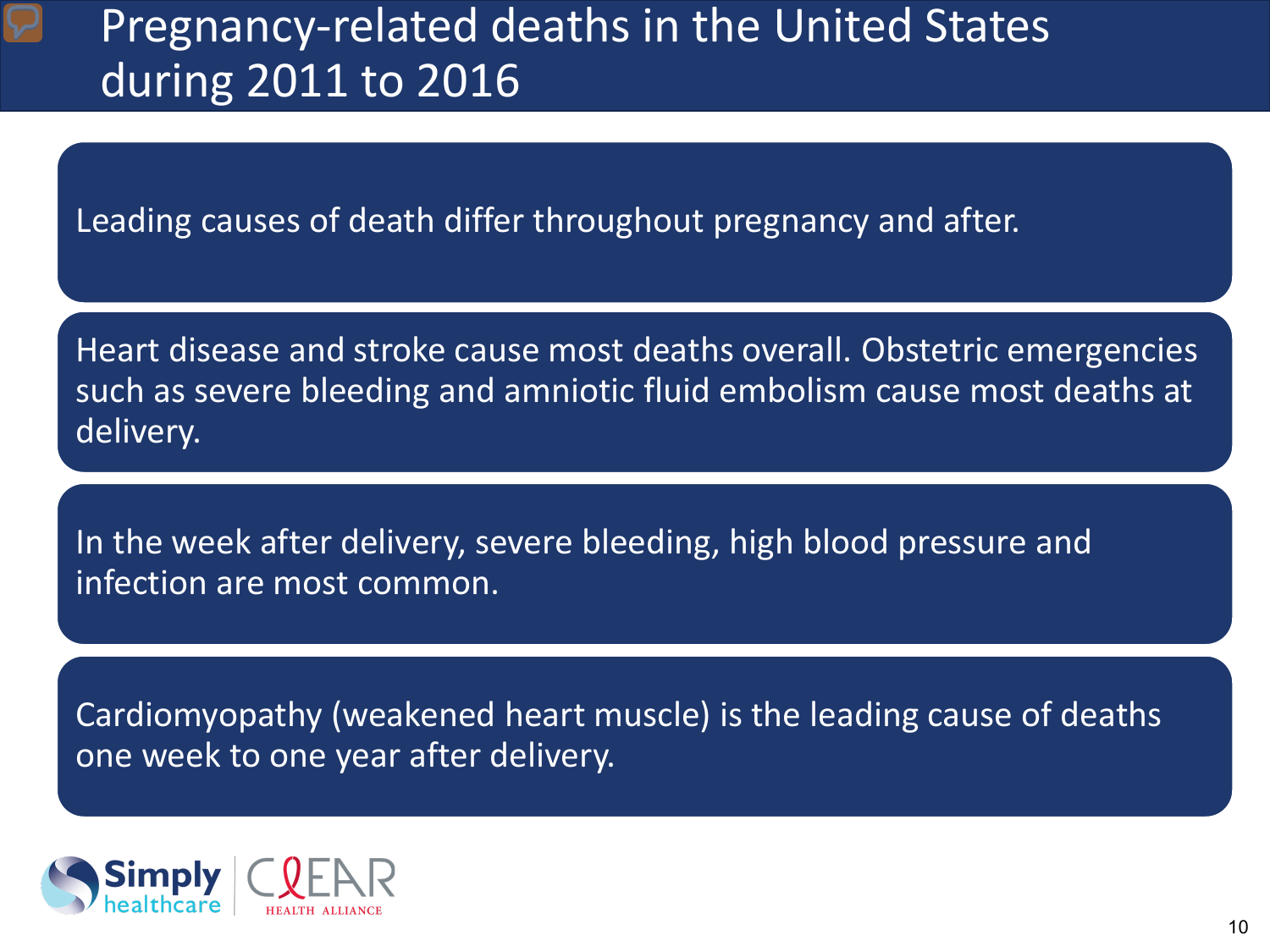# Pregnancy-related deaths in the United States during 2011 to 2016

Leading causes of death differ throughout pregnancy and after.

Heart disease and stroke cause most deaths overall. Obstetric emergencies such as severe bleeding and amniotic fluid embolism cause most deaths at delivery.

In the week after delivery, severe bleeding, high blood pressure and infection are most common.

Cardiomyopathy (weakened heart muscle) is the leading cause of deaths one week to one year after delivery.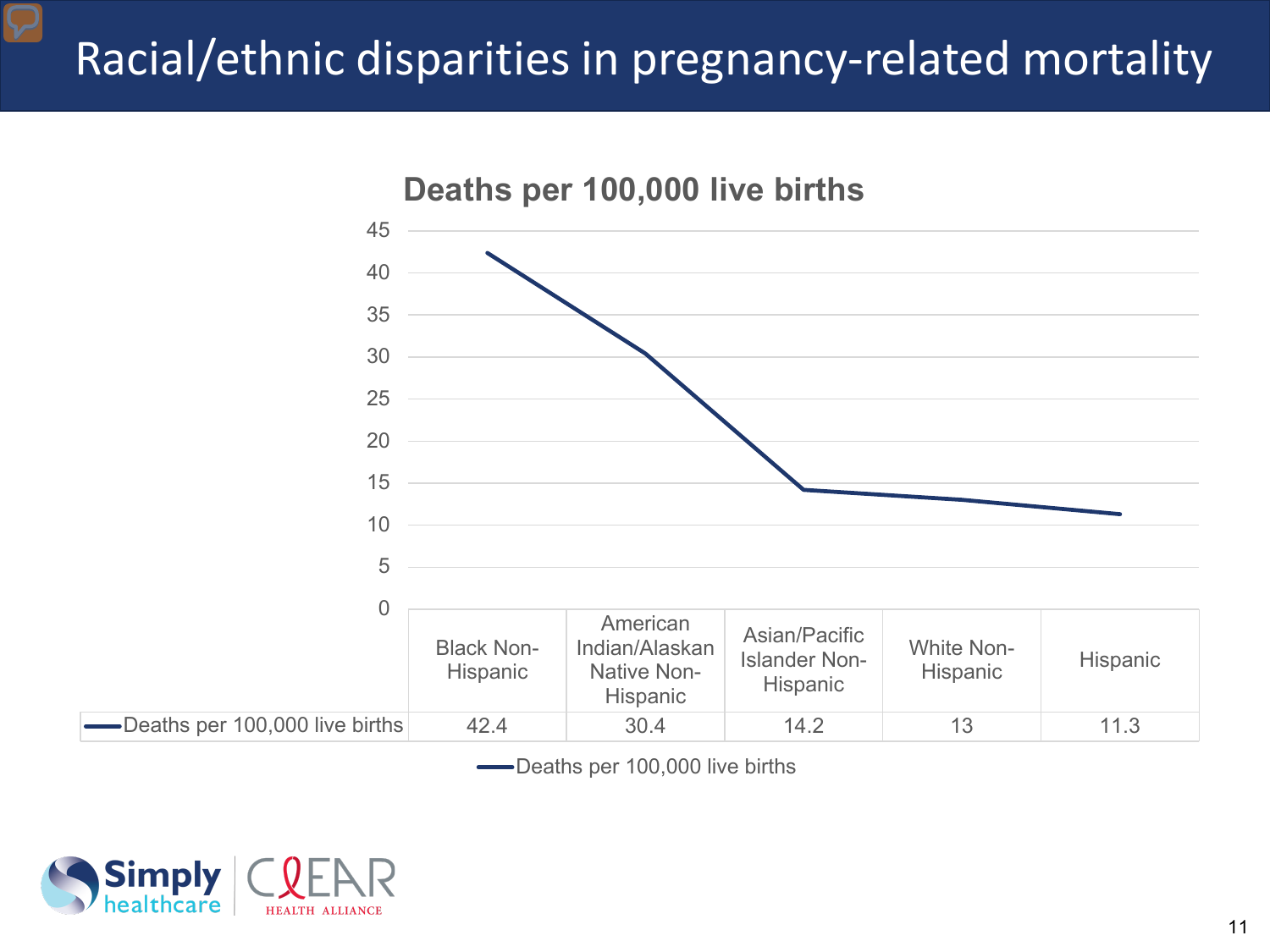# Racial/ethnic disparities in pregnancy-related mortality

**Deaths per 100,000 live births**

| | Black Non-Hispanic | American Indian/Alaskan Native Non-Hispanic | Asian/Pacific Islander Non-Hispanic | White Non-Hispanic | Hispanic |
|---|---|---|---|---|---|
| Deaths per 100,000 live births | 42.4 | 30.4 | 14.2 | 13 | 11.3 |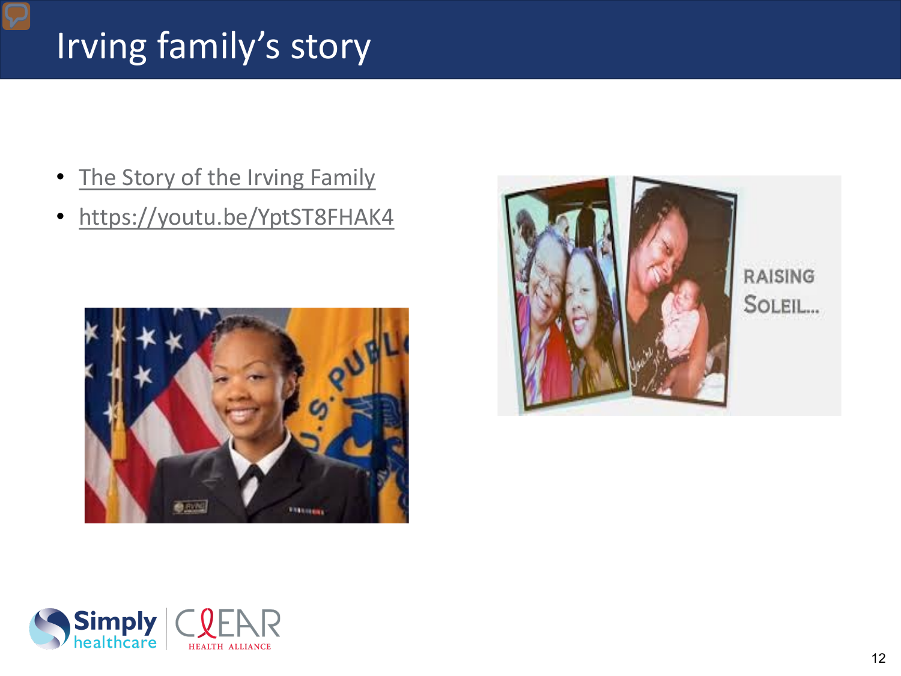# Irving family's story

- The Story of the Irving Family
- https://youtu.be/YptST8FHAK4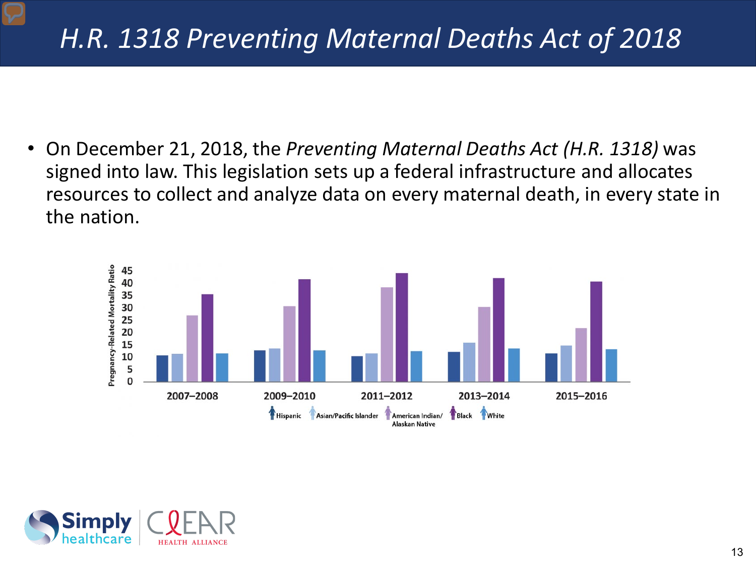# H.R. 1318 Preventing Maternal Deaths Act of 2018

- On December 21, 2018, the *Preventing Maternal Deaths Act (H.R. 1318)* was signed into law. This legislation sets up a federal infrastructure and allocates resources to collect and analyze data on every maternal death, in every state in the nation.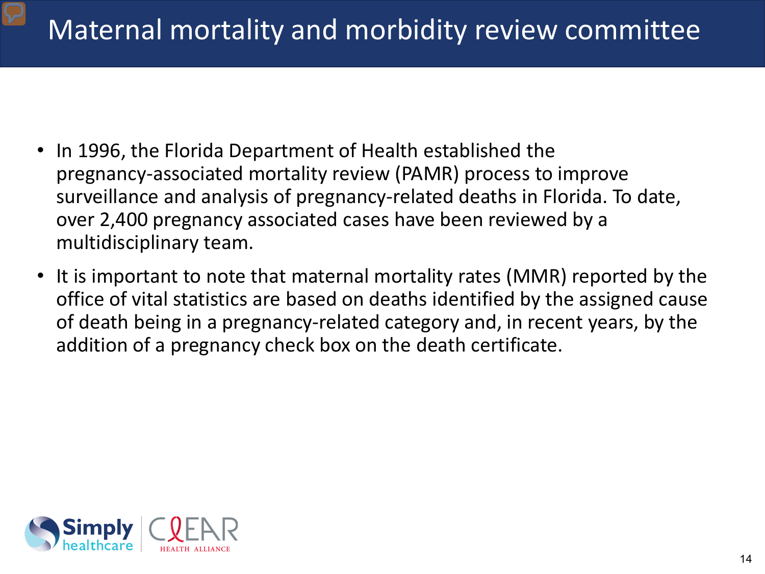# Maternal mortality and morbidity review committee

- In 1996, the Florida Department of Health established the pregnancy-associated mortality review (PAMR) process to improve surveillance and analysis of pregnancy-related deaths in Florida. To date, over 2,400 pregnancy associated cases have been reviewed by a multidisciplinary team.
- It is important to note that maternal mortality rates (MMR) reported by the office of vital statistics are based on deaths identified by the assigned cause of death being in a pregnancy-related category and, in recent years, by the addition of a pregnancy check box on the death certificate.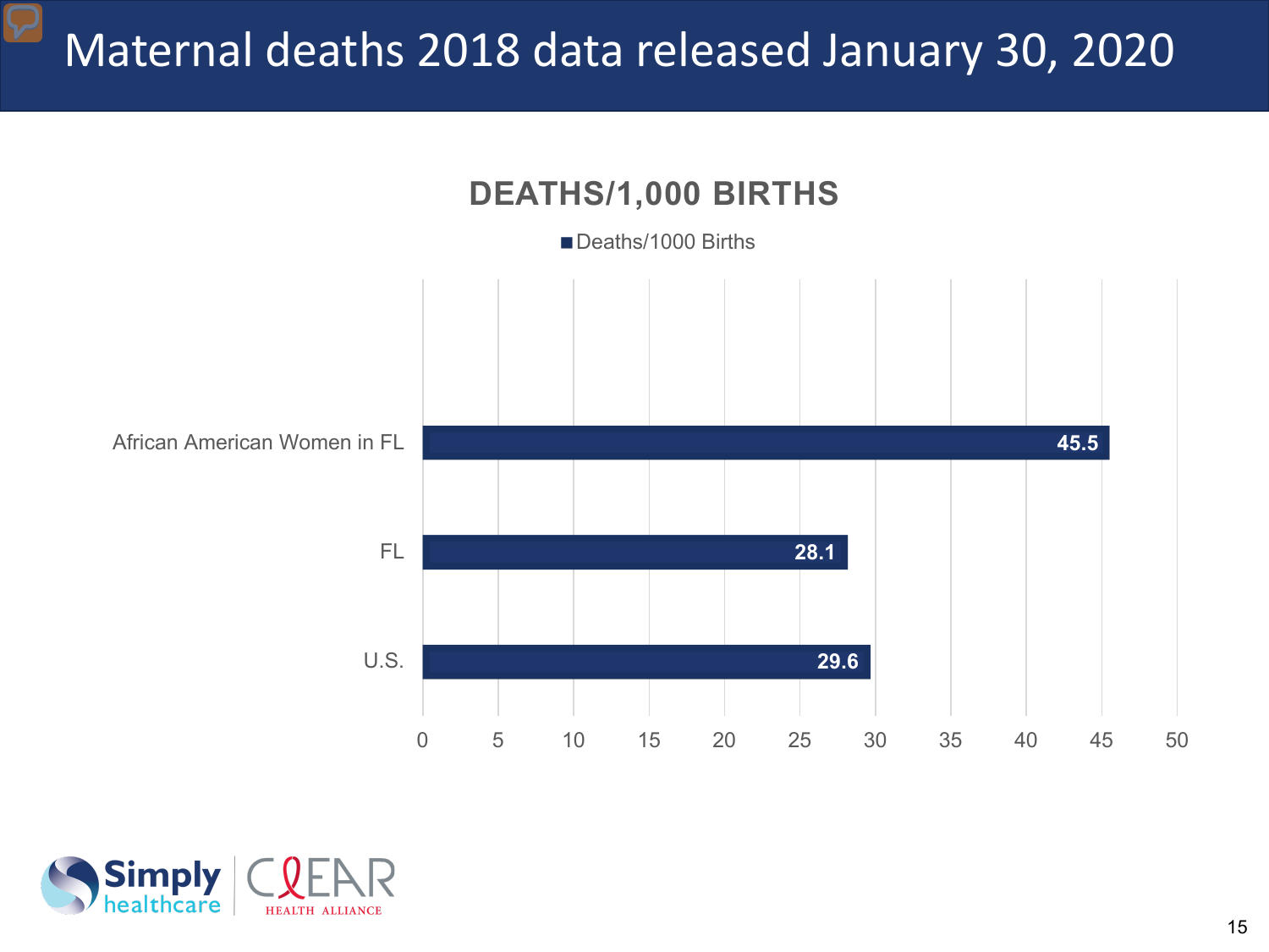# Maternal deaths 2018 data released January 30, 2020

**DEATHS/1,000 BIRTHS**

| | Deaths/1000 Births |
|---|---|
| African American Women in FL | 45.5 |
| FL | 28.1 |
| U.S. | 29.6 |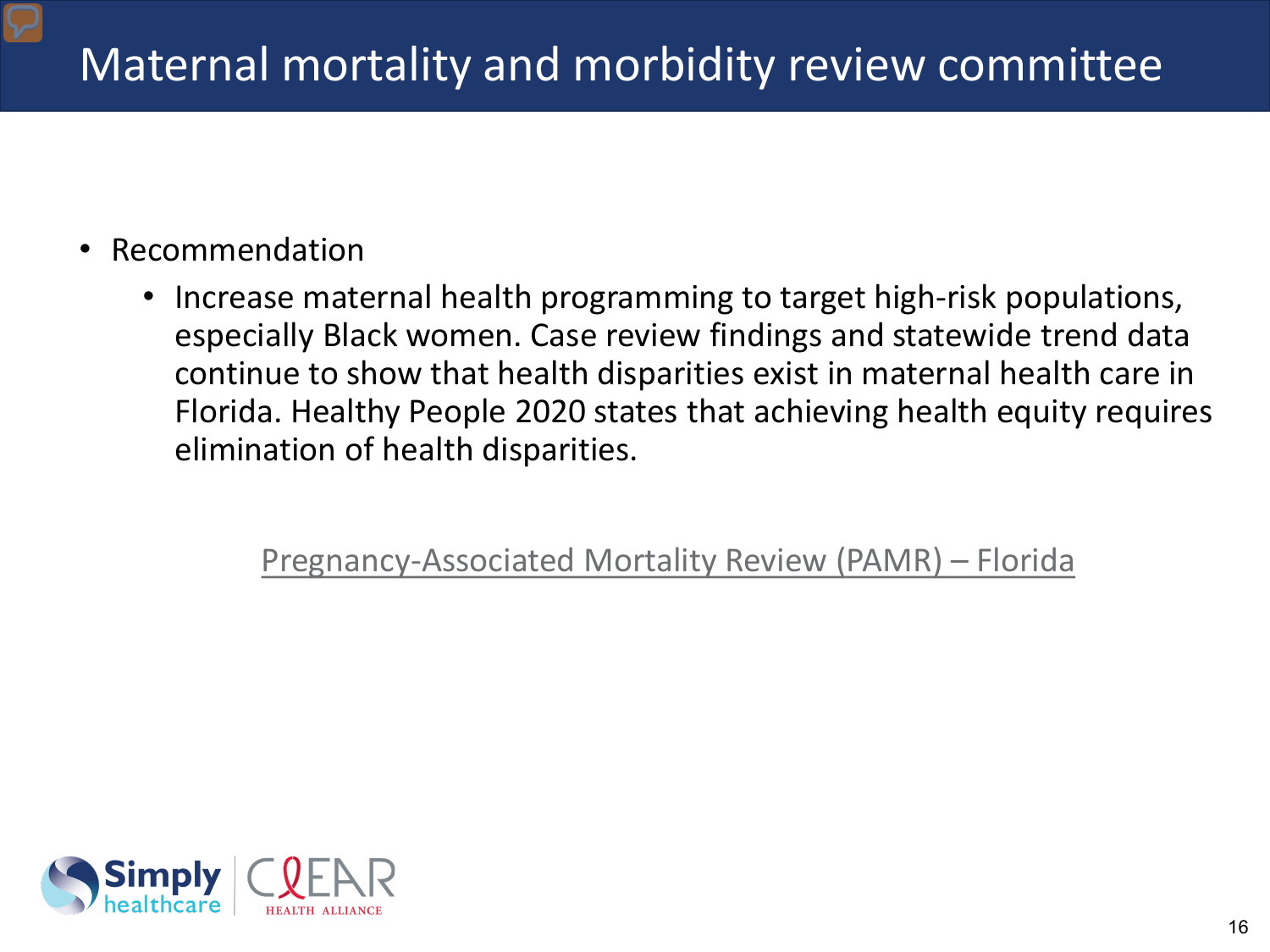# Maternal mortality and morbidity review committee

- Recommendation
  - Increase maternal health programming to target high-risk populations, especially Black women. Case review findings and statewide trend data continue to show that health disparities exist in maternal health care in Florida. Healthy People 2020 states that achieving health equity requires elimination of health disparities.

Pregnancy-Associated Mortality Review (PAMR) – Florida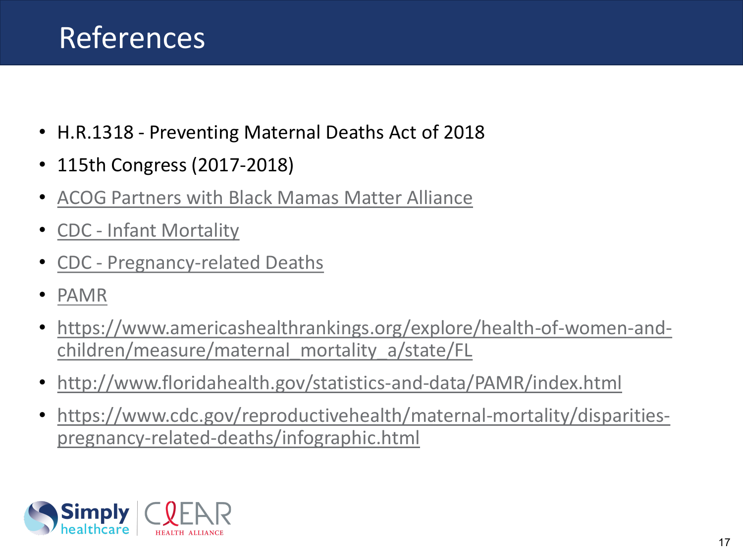# References

- H.R.1318 - Preventing Maternal Deaths Act of 2018
- 115th Congress (2017-2018)
- ACOG Partners with Black Mamas Matter Alliance
- CDC - Infant Mortality
- CDC - Pregnancy-related Deaths
- PAMR
- https://www.americashealthrankings.org/explore/health-of-women-and-children/measure/maternal_mortality_a/state/FL
- http://www.floridahealth.gov/statistics-and-data/PAMR/index.html
- https://www.cdc.gov/reproductivehealth/maternal-mortality/disparities-pregnancy-related-deaths/infographic.html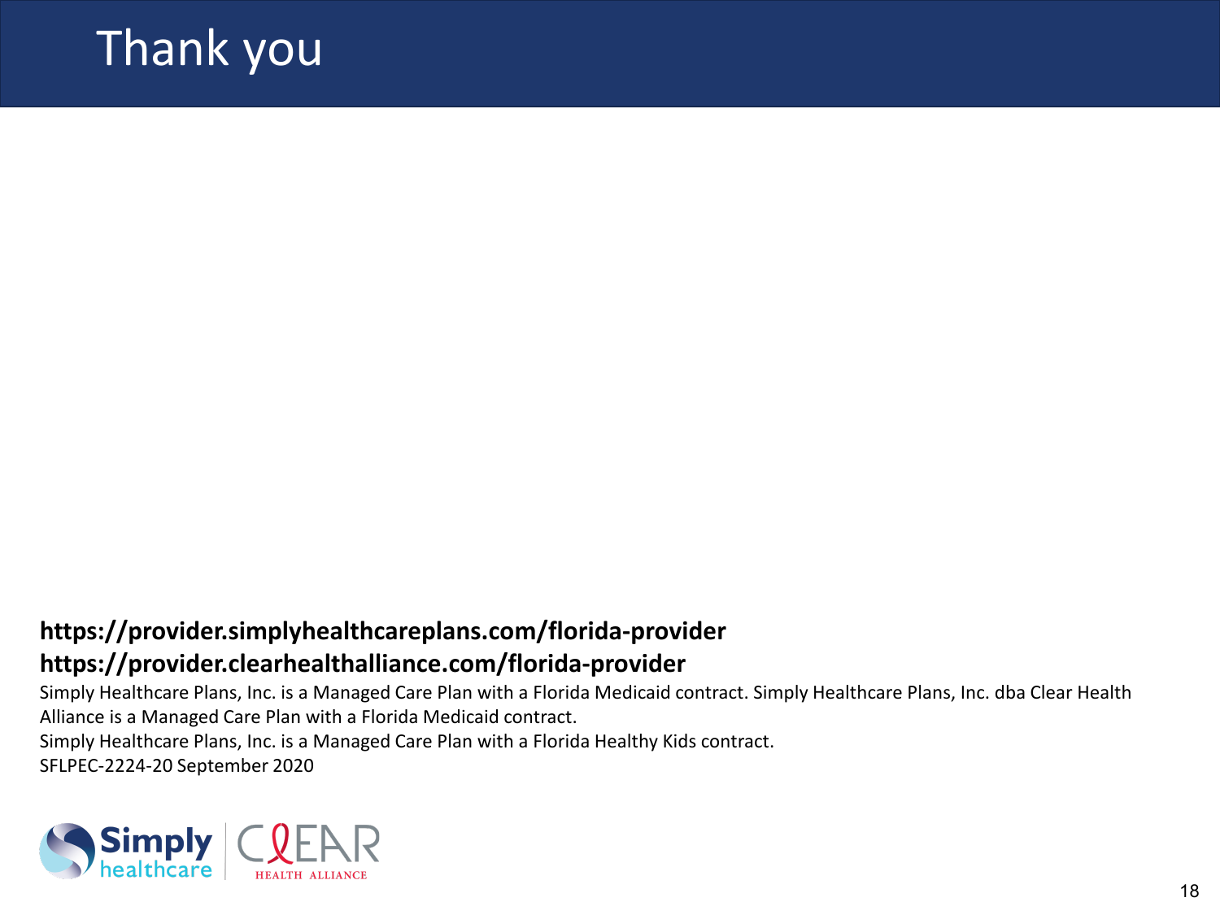# Thank you

**https://provider.simplyhealthcareplans.com/florida-provider**
**https://provider.clearhealthalliance.com/florida-provider**

Simply Healthcare Plans, Inc. is a Managed Care Plan with a Florida Medicaid contract. Simply Healthcare Plans, Inc. dba Clear Health Alliance is a Managed Care Plan with a Florida Medicaid contract.
Simply Healthcare Plans, Inc. is a Managed Care Plan with a Florida Healthy Kids contract.
SFLPEC-2224-20 September 2020